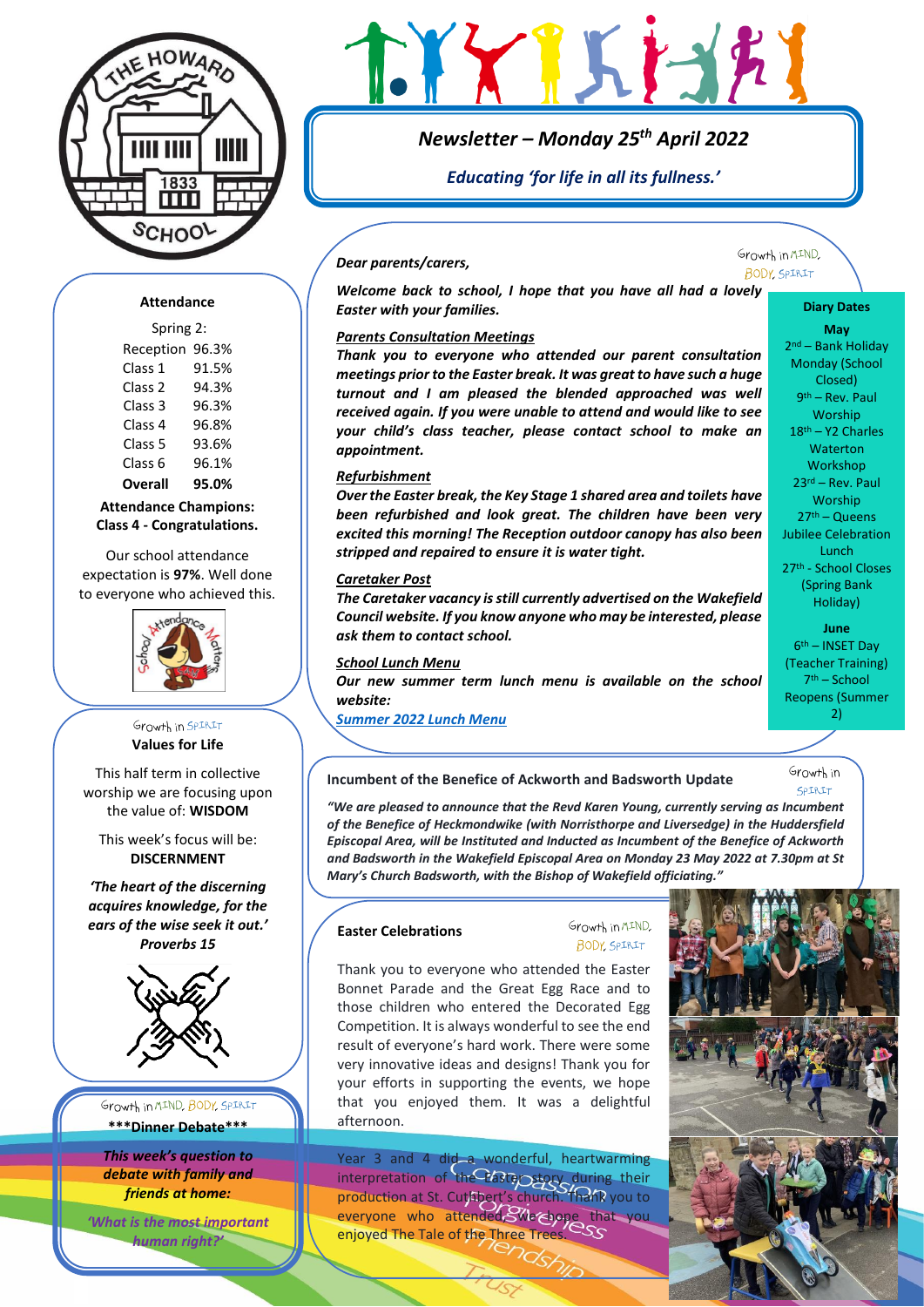# Newsletter – Monday 25th April 2022

*Educating 'for life in all its fullness.'*

Growth in MIND, BODY, SPIRIT

***Dear parents/carers,***

***Welcome back to school, I hope that you have all had a lovely Easter with your families.***

***Parents Consultation Meetings***

***Thank you to everyone who attended our parent consultation meetings prior to the Easter break. It was great to have such a huge turnout and I am pleased the blended approached was well received again. If you were unable to attend and would like to see your child's class teacher, please contact school to make an appointment.***

***Refurbishment***

***Over the Easter break, the Key Stage 1 shared area and toilets have been refurbished and look great. The children have been very excited this morning! The Reception outdoor canopy has also been stripped and repaired to ensure it is water tight.***

***Caretaker Post***

***The Caretaker vacancy is still currently advertised on the Wakefield Council website. If you know anyone who may be interested, please ask them to contact school.***

***School Lunch Menu***

***Our new summer term lunch menu is available on the school website:***

***Summer 2022 Lunch Menu***

### Diary Dates

**May**

2nd – Bank Holiday Monday (School Closed)
9th – Rev. Paul Worship
18th – Y2 Charles Waterton Workshop
23rd – Rev. Paul Worship
27th – Queens Jubilee Celebration Lunch
27th - School Closes (Spring Bank Holiday)

**June**

6th – INSET Day (Teacher Training)
7th – School Reopens (Summer 2)

### Attendance

Spring 2:

| | |
|---|---|
| Reception | 96.3% |
| Class 1 | 91.5% |
| Class 2 | 94.3% |
| Class 3 | 96.3% |
| Class 4 | 96.8% |
| Class 5 | 93.6% |
| Class 6 | 96.1% |
| **Overall** | **95.0%** |

**Attendance Champions: Class 4 - Congratulations.**

Our school attendance expectation is **97%**. Well done to everyone who achieved this.

### Incumbent of the Benefice of Ackworth and Badsworth Update

Growth in SPIRIT

***"We are pleased to announce that the Revd Karen Young, currently serving as Incumbent of the Benefice of Heckmondwike (with Norristhorpe and Liversedge) in the Huddersfield Episcopal Area, will be Instituted and Inducted as Incumbent of the Benefice of Ackworth and Badsworth in the Wakefield Episcopal Area on Monday 23 May 2022 at 7.30pm at St Mary's Church Badsworth, with the Bishop of Wakefield officiating."***

### Values for Life

Growth in SPIRIT

This half term in collective worship we are focusing upon the value of: **WISDOM**

This week's focus will be: **DISCERNMENT**

***'The heart of the discerning acquires knowledge, for the ears of the wise seek it out.' Proverbs 15***

### Easter Celebrations

Growth in MIND, BODY, SPIRIT

Thank you to everyone who attended the Easter Bonnet Parade and the Great Egg Race and to those children who entered the Decorated Egg Competition. It is always wonderful to see the end result of everyone's hard work. There were some very innovative ideas and designs! Thank you for your efforts in supporting the events, we hope that you enjoyed them. It was a delightful afternoon.

Year 3 and 4 did a wonderful, heartwarming interpretation of the Easter story during their production at St. Cuthbert's church. Thank you to everyone who attended. We hope that you enjoyed The Tale of the Three Trees.

### ***Dinner Debate***

Growth in MIND, BODY, SPIRIT

***This week's question to debate with family and friends at home:***

***'What is the most important human right?'***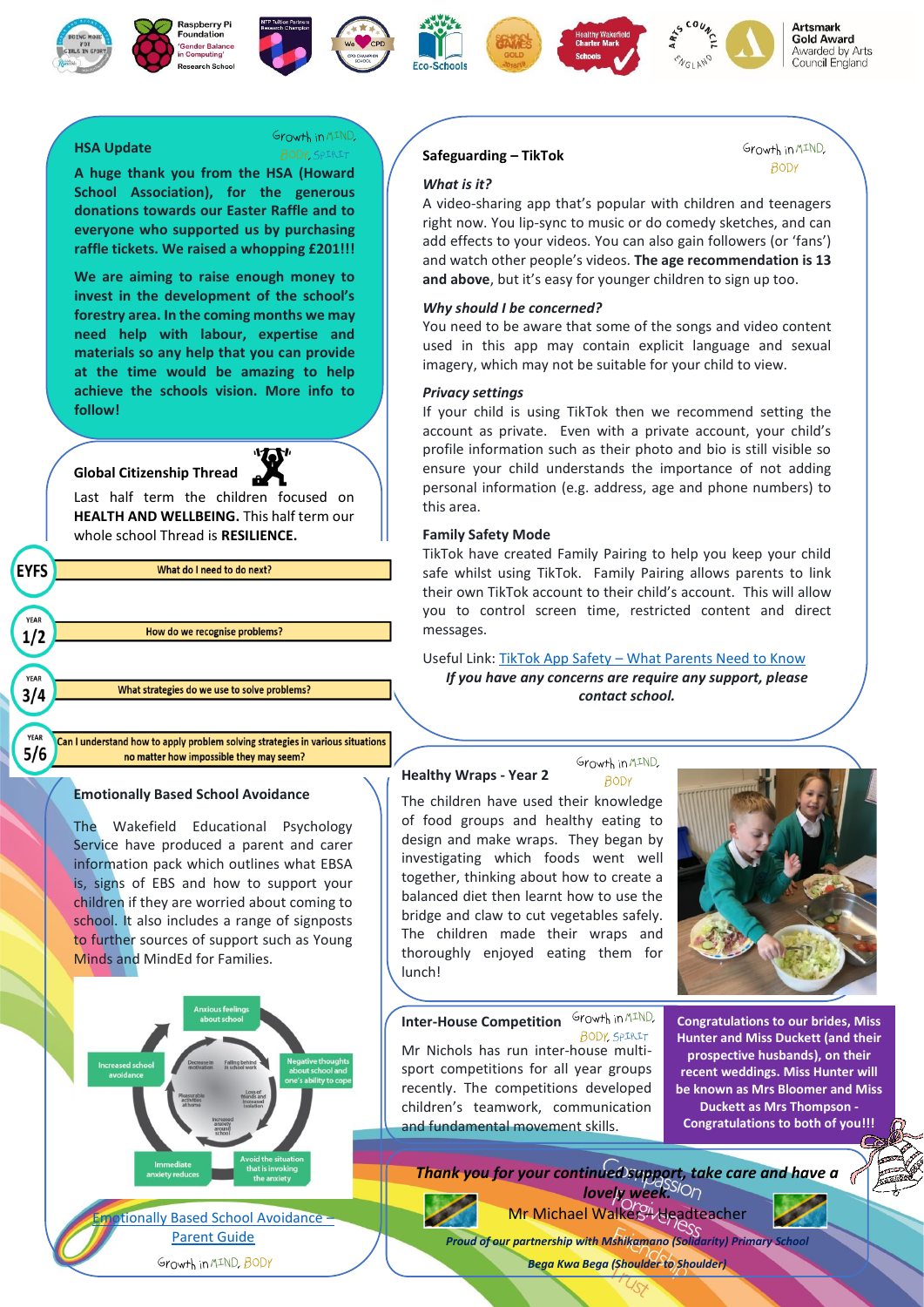Boing More for Girls in Sport | Raspberry Pi Foundation 'Gender Balance in Computing' Research School | NTP Tuition Partners Research Champion | We ❤ CPD | Eco-Schools | School Games Gold | Healthy Wakefield Charter Mark Schools | Arts Council England | Artsmark Gold Award Awarded by Arts Council England

## HSA Update

Growth in MIND, BODY, SPIRIT

**A huge thank you from the HSA (Howard School Association), for the generous donations towards our Easter Raffle and to everyone who supported us by purchasing raffle tickets. We raised a whopping £201!!!**

**We are aiming to raise enough money to invest in the development of the school's forestry area. In the coming months we may need help with labour, expertise and materials so any help that you can provide at the time would be amazing to help achieve the schools vision. More info to follow!**

## Global Citizenship Thread

Last half term the children focused on **HEALTH AND WELLBEING.** This half term our whole school Thread is **RESILIENCE.**

- **EYFS** — What do I need to do next?
- **Year 1/2** — How do we recognise problems?
- **Year 3/4** — What strategies do we use to solve problems?
- **Year 5/6** — Can I understand how to apply problem solving strategies in various situations no matter how impossible they may seem?

## Emotionally Based School Avoidance

The Wakefield Educational Psychology Service have produced a parent and carer information pack which outlines what EBSA is, signs of EBS and how to support your children if they are worried about coming to school. It also includes a range of signposts to further sources of support such as Young Minds and MindEd for Families.

Anxious feelings about school
Negative thoughts about school and one's ability to cope
Avoid the situation that is invoking the anxiety
Immediate anxiety reduces
Increased school avoidance
Decrease in motivation
Falling behind in school work
Loss of friends and increased isolation
Increased anxiety around school
Pleasurable activities at home

[Emotionally Based School Avoidance – Parent Guide]

Growth in MIND, BODY

## Safeguarding – TikTok

Growth in MIND, BODY

***What is it?***

A video-sharing app that's popular with children and teenagers right now. You lip-sync to music or do comedy sketches, and can add effects to your videos. You can also gain followers (or 'fans') and watch other people's videos. **The age recommendation is 13 and above**, but it's easy for younger children to sign up too.

***Why should I be concerned?***

You need to be aware that some of the songs and video content used in this app may contain explicit language and sexual imagery, which may not be suitable for your child to view.

***Privacy settings***

If your child is using TikTok then we recommend setting the account as private. Even with a private account, your child's profile information such as their photo and bio is still visible so ensure your child understands the importance of not adding personal information (e.g. address, age and phone numbers) to this area.

**Family Safety Mode**

TikTok have created Family Pairing to help you keep your child safe whilst using TikTok. Family Pairing allows parents to link their own TikTok account to their child's account. This will allow you to control screen time, restricted content and direct messages.

Useful Link: [TikTok App Safety – What Parents Need to Know]

***If you have any concerns are require any support, please contact school.***

## Healthy Wraps - Year 2

Growth in MIND, BODY

The children have used their knowledge of food groups and healthy eating to design and make wraps. They began by investigating which foods went well together, thinking about how to create a balanced diet then learnt how to use the bridge and claw to cut vegetables safely. The children made their wraps and thoroughly enjoyed eating them for lunch!

## Inter-House Competition

Growth in MIND, BODY, SPIRIT

Mr Nichols has run inter-house multi-sport competitions for all year groups recently. The competitions developed children's teamwork, communication and fundamental movement skills.

**Congratulations to our brides, Miss Hunter and Miss Duckett (and their prospective husbands), on their recent weddings. Miss Hunter will be known as Mrs Bloomer and Miss Duckett as Mrs Thompson - Congratulations to both of you!!!**

***Thank you for your continued support, take care and have a lovely week.***

Mr Michael Walker, Headteacher

***Proud of our partnership with Mshikamano (Solidarity) Primary School***

***Bega Kwa Bega (Shoulder to Shoulder)***

Compassion Forgiveness Friendship Trust